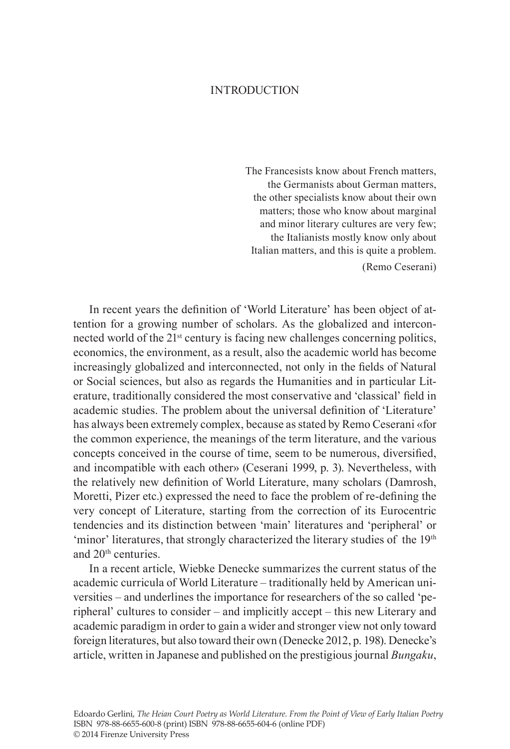# INTRODUCTION

> The Francesists know about French matters,
> the Germanists about German matters,
> the other specialists know about their own
> matters; those who know about marginal
> and minor literary cultures are very few;
> the Italianists mostly know only about
> Italian matters, and this is quite a problem.
>
> (Remo Ceserani)

In recent years the definition of 'World Literature' has been object of attention for a growing number of scholars. As the globalized and interconnected world of the 21st century is facing new challenges concerning politics, economics, the environment, as a result, also the academic world has become increasingly globalized and interconnected, not only in the fields of Natural or Social sciences, but also as regards the Humanities and in particular Literature, traditionally considered the most conservative and 'classical' field in academic studies. The problem about the universal definition of 'Literature' has always been extremely complex, because as stated by Remo Ceserani «for the common experience, the meanings of the term literature, and the various concepts conceived in the course of time, seem to be numerous, diversified, and incompatible with each other» (Ceserani 1999, p. 3). Nevertheless, with the relatively new definition of World Literature, many scholars (Damrosh, Moretti, Pizer etc.) expressed the need to face the problem of re-defining the very concept of Literature, starting from the correction of its Eurocentric tendencies and its distinction between 'main' literatures and 'peripheral' or 'minor' literatures, that strongly characterized the literary studies of the 19th and 20th centuries.

In a recent article, Wiebke Denecke summarizes the current status of the academic curricula of World Literature – traditionally held by American universities – and underlines the importance for researchers of the so called 'peripheral' cultures to consider – and implicitly accept – this new Literary and academic paradigm in order to gain a wider and stronger view not only toward foreign literatures, but also toward their own (Denecke 2012, p. 198). Denecke's article, written in Japanese and published on the prestigious journal *Bungaku*,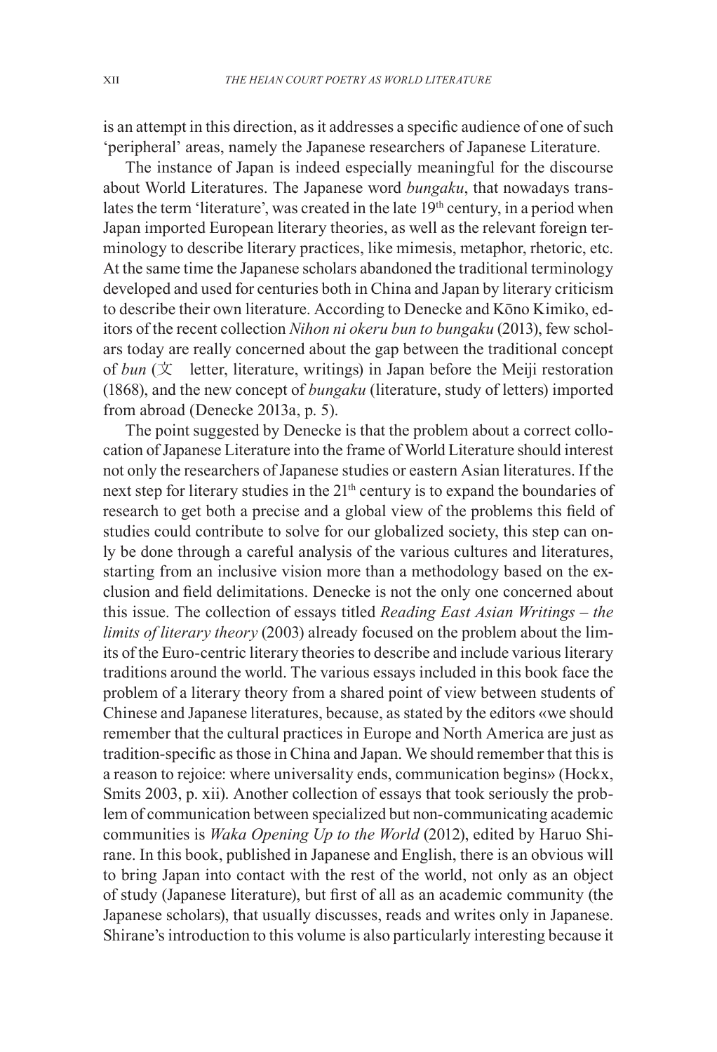is an attempt in this direction, as it addresses a specific audience of one of such 'peripheral' areas, namely the Japanese researchers of Japanese Literature.

The instance of Japan is indeed especially meaningful for the discourse about World Literatures. The Japanese word *bungaku*, that nowadays translates the term 'literature', was created in the late 19th century, in a period when Japan imported European literary theories, as well as the relevant foreign terminology to describe literary practices, like mimesis, metaphor, rhetoric, etc. At the same time the Japanese scholars abandoned the traditional terminology developed and used for centuries both in China and Japan by literary criticism to describe their own literature. According to Denecke and Kōno Kimiko, editors of the recent collection *Nihon ni okeru bun to bungaku* (2013), few scholars today are really concerned about the gap between the traditional concept of *bun* (文 letter, literature, writings) in Japan before the Meiji restoration (1868), and the new concept of *bungaku* (literature, study of letters) imported from abroad (Denecke 2013a, p. 5).

The point suggested by Denecke is that the problem about a correct collocation of Japanese Literature into the frame of World Literature should interest not only the researchers of Japanese studies or eastern Asian literatures. If the next step for literary studies in the 21th century is to expand the boundaries of research to get both a precise and a global view of the problems this field of studies could contribute to solve for our globalized society, this step can only be done through a careful analysis of the various cultures and literatures, starting from an inclusive vision more than a methodology based on the exclusion and field delimitations. Denecke is not the only one concerned about this issue. The collection of essays titled *Reading East Asian Writings – the limits of literary theory* (2003) already focused on the problem about the limits of the Euro-centric literary theories to describe and include various literary traditions around the world. The various essays included in this book face the problem of a literary theory from a shared point of view between students of Chinese and Japanese literatures, because, as stated by the editors «we should remember that the cultural practices in Europe and North America are just as tradition-specific as those in China and Japan. We should remember that this is a reason to rejoice: where universality ends, communication begins» (Hockx, Smits 2003, p. xii). Another collection of essays that took seriously the problem of communication between specialized but non-communicating academic communities is *Waka Opening Up to the World* (2012), edited by Haruo Shirane. In this book, published in Japanese and English, there is an obvious will to bring Japan into contact with the rest of the world, not only as an object of study (Japanese literature), but first of all as an academic community (the Japanese scholars), that usually discusses, reads and writes only in Japanese. Shirane's introduction to this volume is also particularly interesting because it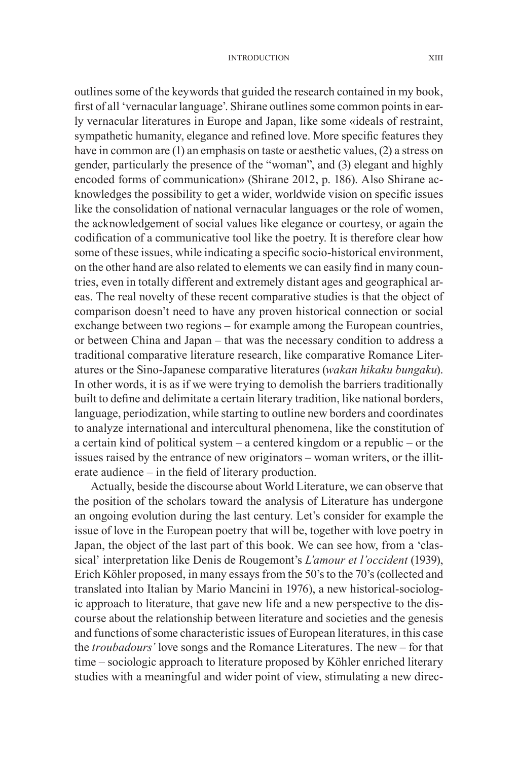outlines some of the keywords that guided the research contained in my book, first of all 'vernacular language'. Shirane outlines some common points in early vernacular literatures in Europe and Japan, like some «ideals of restraint, sympathetic humanity, elegance and refined love. More specific features they have in common are (1) an emphasis on taste or aesthetic values, (2) a stress on gender, particularly the presence of the "woman", and (3) elegant and highly encoded forms of communication» (Shirane 2012, p. 186). Also Shirane acknowledges the possibility to get a wider, worldwide vision on specific issues like the consolidation of national vernacular languages or the role of women, the acknowledgement of social values like elegance or courtesy, or again the codification of a communicative tool like the poetry. It is therefore clear how some of these issues, while indicating a specific socio-historical environment, on the other hand are also related to elements we can easily find in many countries, even in totally different and extremely distant ages and geographical areas. The real novelty of these recent comparative studies is that the object of comparison doesn't need to have any proven historical connection or social exchange between two regions – for example among the European countries, or between China and Japan – that was the necessary condition to address a traditional comparative literature research, like comparative Romance Literatures or the Sino-Japanese comparative literatures (*wakan hikaku bungaku*). In other words, it is as if we were trying to demolish the barriers traditionally built to define and delimitate a certain literary tradition, like national borders, language, periodization, while starting to outline new borders and coordinates to analyze international and intercultural phenomena, like the constitution of a certain kind of political system – a centered kingdom or a republic – or the issues raised by the entrance of new originators – woman writers, or the illiterate audience – in the field of literary production.

Actually, beside the discourse about World Literature, we can observe that the position of the scholars toward the analysis of Literature has undergone an ongoing evolution during the last century. Let's consider for example the issue of love in the European poetry that will be, together with love poetry in Japan, the object of the last part of this book. We can see how, from a 'classical' interpretation like Denis de Rougemont's *L'amour et l'occident* (1939), Erich Köhler proposed, in many essays from the 50's to the 70's (collected and translated into Italian by Mario Mancini in 1976), a new historical-sociologic approach to literature, that gave new life and a new perspective to the discourse about the relationship between literature and societies and the genesis and functions of some characteristic issues of European literatures, in this case the *troubadours'* love songs and the Romance Literatures. The new – for that time – sociologic approach to literature proposed by Köhler enriched literary studies with a meaningful and wider point of view, stimulating a new direc-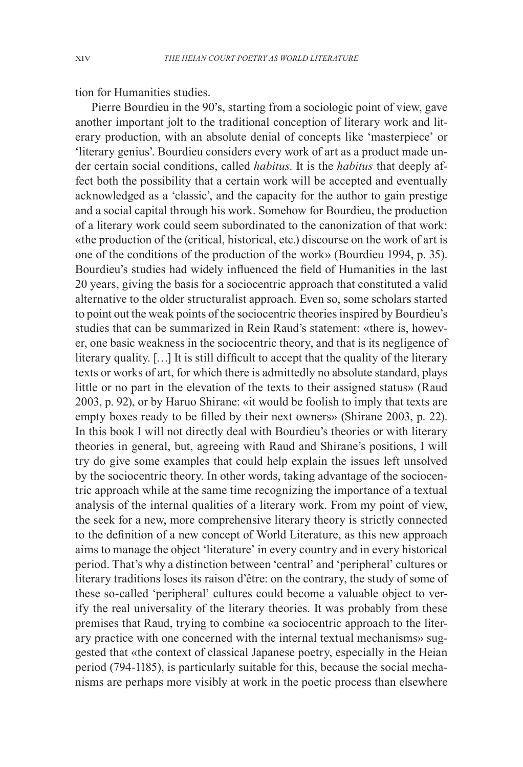tion for Humanities studies.

Pierre Bourdieu in the 90's, starting from a sociologic point of view, gave another important jolt to the traditional conception of literary work and literary production, with an absolute denial of concepts like 'masterpiece' or 'literary genius'. Bourdieu considers every work of art as a product made under certain social conditions, called *habitus*. It is the *habitus* that deeply affect both the possibility that a certain work will be accepted and eventually acknowledged as a 'classic', and the capacity for the author to gain prestige and a social capital through his work. Somehow for Bourdieu, the production of a literary work could seem subordinated to the canonization of that work: «the production of the (critical, historical, etc.) discourse on the work of art is one of the conditions of the production of the work» (Bourdieu 1994, p. 35). Bourdieu's studies had widely influenced the field of Humanities in the last 20 years, giving the basis for a sociocentric approach that constituted a valid alternative to the older structuralist approach. Even so, some scholars started to point out the weak points of the sociocentric theories inspired by Bourdieu's studies that can be summarized in Rein Raud's statement: «there is, however, one basic weakness in the sociocentric theory, and that is its negligence of literary quality. […] It is still difficult to accept that the quality of the literary texts or works of art, for which there is admittedly no absolute standard, plays little or no part in the elevation of the texts to their assigned status» (Raud 2003, p. 92), or by Haruo Shirane: «it would be foolish to imply that texts are empty boxes ready to be filled by their next owners» (Shirane 2003, p. 22). In this book I will not directly deal with Bourdieu's theories or with literary theories in general, but, agreeing with Raud and Shirane's positions, I will try do give some examples that could help explain the issues left unsolved by the sociocentric theory. In other words, taking advantage of the sociocentric approach while at the same time recognizing the importance of a textual analysis of the internal qualities of a literary work. From my point of view, the seek for a new, more comprehensive literary theory is strictly connected to the definition of a new concept of World Literature, as this new approach aims to manage the object 'literature' in every country and in every historical period. That's why a distinction between 'central' and 'peripheral' cultures or literary traditions loses its raison d'être: on the contrary, the study of some of these so-called 'peripheral' cultures could become a valuable object to verify the real universality of the literary theories. It was probably from these premises that Raud, trying to combine «a sociocentric approach to the literary practice with one concerned with the internal textual mechanisms» suggested that «the context of classical Japanese poetry, especially in the Heian period (794-1185), is particularly suitable for this, because the social mechanisms are perhaps more visibly at work in the poetic process than elsewhere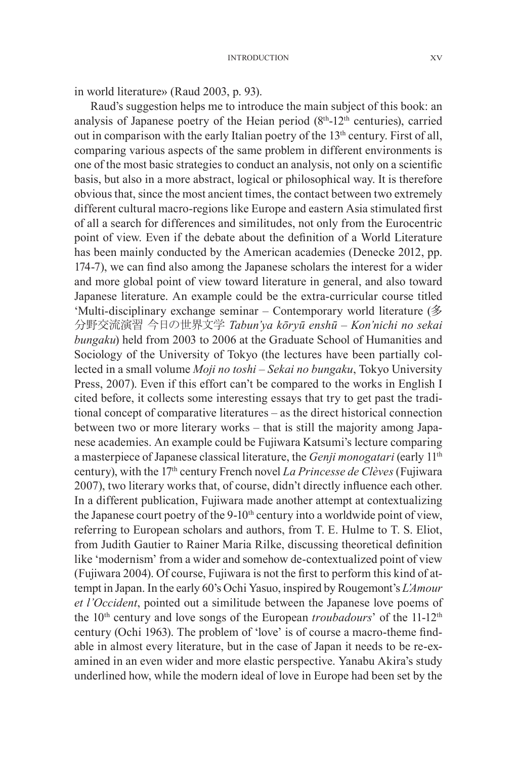in world literature» (Raud 2003, p. 93).

Raud's suggestion helps me to introduce the main subject of this book: an analysis of Japanese poetry of the Heian period (8th-12th centuries), carried out in comparison with the early Italian poetry of the 13th century. First of all, comparing various aspects of the same problem in different environments is one of the most basic strategies to conduct an analysis, not only on a scientific basis, but also in a more abstract, logical or philosophical way. It is therefore obvious that, since the most ancient times, the contact between two extremely different cultural macro-regions like Europe and eastern Asia stimulated first of all a search for differences and similitudes, not only from the Eurocentric point of view. Even if the debate about the definition of a World Literature has been mainly conducted by the American academies (Denecke 2012, pp. 174-7), we can find also among the Japanese scholars the interest for a wider and more global point of view toward literature in general, and also toward Japanese literature. An example could be the extra-curricular course titled 'Multi-disciplinary exchange seminar – Contemporary world literature (多分野交流演習 今日の世界文学 *Tabun'ya kōryū enshū – Kon'nichi no sekai bungaku*) held from 2003 to 2006 at the Graduate School of Humanities and Sociology of the University of Tokyo (the lectures have been partially collected in a small volume *Moji no toshi – Sekai no bungaku*, Tokyo University Press, 2007). Even if this effort can't be compared to the works in English I cited before, it collects some interesting essays that try to get past the traditional concept of comparative literatures – as the direct historical connection between two or more literary works – that is still the majority among Japanese academies. An example could be Fujiwara Katsumi's lecture comparing a masterpiece of Japanese classical literature, the *Genji monogatari* (early 11th century), with the 17th century French novel *La Princesse de Clèves* (Fujiwara 2007), two literary works that, of course, didn't directly influence each other. In a different publication, Fujiwara made another attempt at contextualizing the Japanese court poetry of the 9-10th century into a worldwide point of view, referring to European scholars and authors, from T. E. Hulme to T. S. Eliot, from Judith Gautier to Rainer Maria Rilke, discussing theoretical definition like 'modernism' from a wider and somehow de-contextualized point of view (Fujiwara 2004). Of course, Fujiwara is not the first to perform this kind of attempt in Japan. In the early 60's Ochi Yasuo, inspired by Rougemont's *L'Amour et l'Occident*, pointed out a similitude between the Japanese love poems of the 10th century and love songs of the European *troubadours*' of the 11-12th century (Ochi 1963). The problem of 'love' is of course a macro-theme findable in almost every literature, but in the case of Japan it needs to be re-examined in an even wider and more elastic perspective. Yanabu Akira's study underlined how, while the modern ideal of love in Europe had been set by the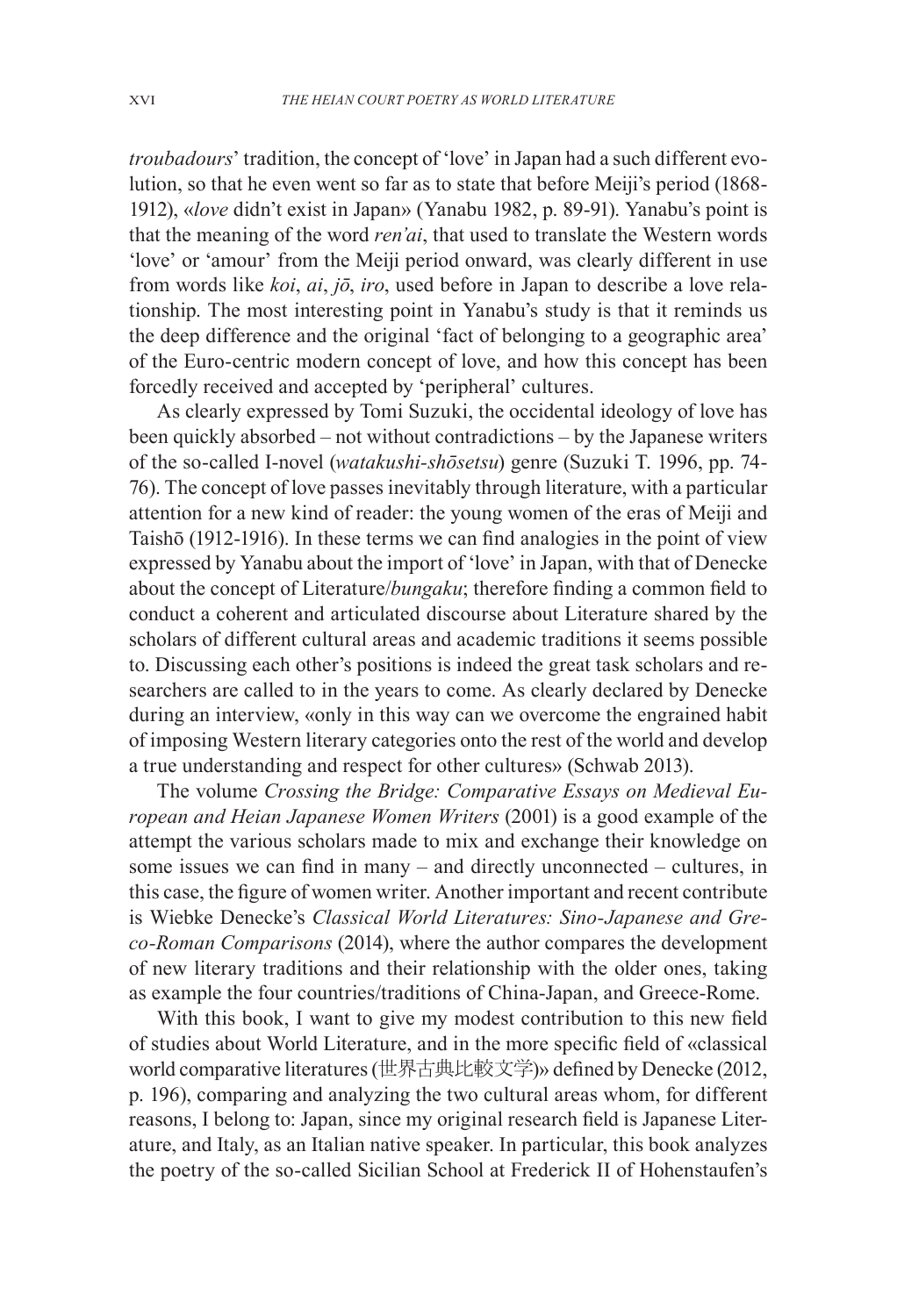*troubadours*' tradition, the concept of 'love' in Japan had a such different evolution, so that he even went so far as to state that before Meiji's period (1868-1912), «*love* didn't exist in Japan» (Yanabu 1982, p. 89-91). Yanabu's point is that the meaning of the word *ren'ai*, that used to translate the Western words 'love' or 'amour' from the Meiji period onward, was clearly different in use from words like *koi*, *ai*, *jō*, *iro*, used before in Japan to describe a love relationship. The most interesting point in Yanabu's study is that it reminds us the deep difference and the original 'fact of belonging to a geographic area' of the Euro-centric modern concept of love, and how this concept has been forcedly received and accepted by 'peripheral' cultures.

As clearly expressed by Tomi Suzuki, the occidental ideology of love has been quickly absorbed – not without contradictions – by the Japanese writers of the so-called I-novel (*watakushi-shōsetsu*) genre (Suzuki T. 1996, pp. 74-76). The concept of love passes inevitably through literature, with a particular attention for a new kind of reader: the young women of the eras of Meiji and Taishō (1912-1916). In these terms we can find analogies in the point of view expressed by Yanabu about the import of 'love' in Japan, with that of Denecke about the concept of Literature/*bungaku*; therefore finding a common field to conduct a coherent and articulated discourse about Literature shared by the scholars of different cultural areas and academic traditions it seems possible to. Discussing each other's positions is indeed the great task scholars and researchers are called to in the years to come. As clearly declared by Denecke during an interview, «only in this way can we overcome the engrained habit of imposing Western literary categories onto the rest of the world and develop a true understanding and respect for other cultures» (Schwab 2013).

The volume *Crossing the Bridge: Comparative Essays on Medieval European and Heian Japanese Women Writers* (2001) is a good example of the attempt the various scholars made to mix and exchange their knowledge on some issues we can find in many – and directly unconnected – cultures, in this case, the figure of women writer. Another important and recent contribute is Wiebke Denecke's *Classical World Literatures: Sino-Japanese and Greco-Roman Comparisons* (2014), where the author compares the development of new literary traditions and their relationship with the older ones, taking as example the four countries/traditions of China-Japan, and Greece-Rome.

With this book, I want to give my modest contribution to this new field of studies about World Literature, and in the more specific field of «classical world comparative literatures (世界古典比較文学)» defined by Denecke (2012, p. 196), comparing and analyzing the two cultural areas whom, for different reasons, I belong to: Japan, since my original research field is Japanese Literature, and Italy, as an Italian native speaker. In particular, this book analyzes the poetry of the so-called Sicilian School at Frederick II of Hohenstaufen's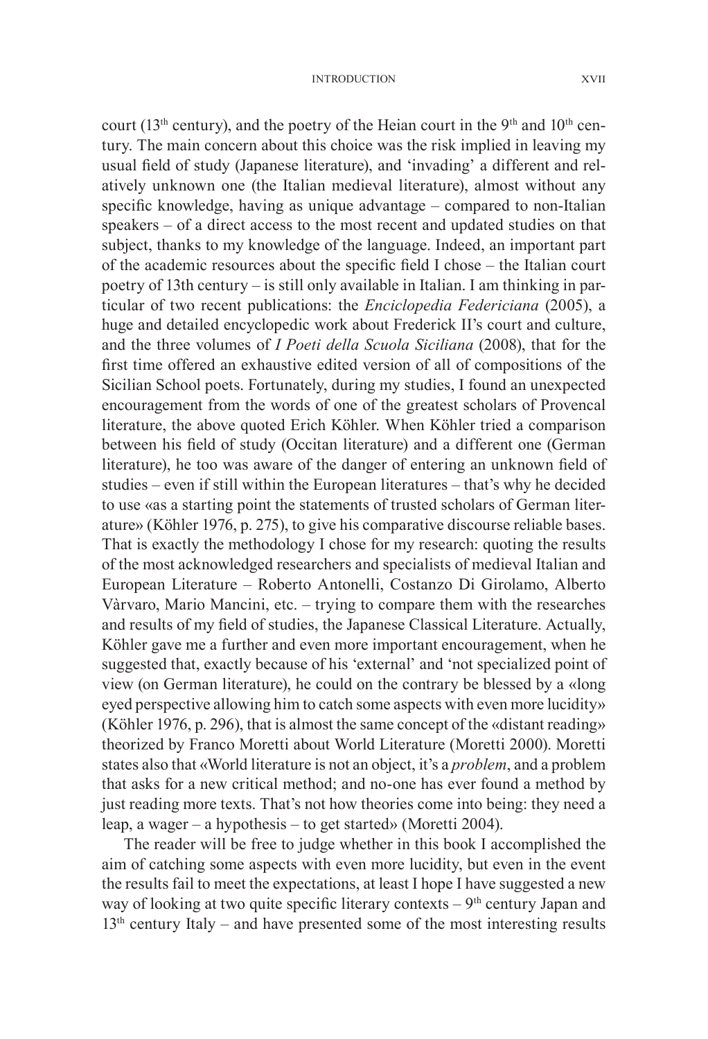court (13th century), and the poetry of the Heian court in the 9th and 10th century. The main concern about this choice was the risk implied in leaving my usual field of study (Japanese literature), and 'invading' a different and relatively unknown one (the Italian medieval literature), almost without any specific knowledge, having as unique advantage – compared to non-Italian speakers – of a direct access to the most recent and updated studies on that subject, thanks to my knowledge of the language. Indeed, an important part of the academic resources about the specific field I chose – the Italian court poetry of 13th century – is still only available in Italian. I am thinking in particular of two recent publications: the *Enciclopedia Federiciana* (2005), a huge and detailed encyclopedic work about Frederick II's court and culture, and the three volumes of *I Poeti della Scuola Siciliana* (2008), that for the first time offered an exhaustive edited version of all of compositions of the Sicilian School poets. Fortunately, during my studies, I found an unexpected encouragement from the words of one of the greatest scholars of Provencal literature, the above quoted Erich Köhler. When Köhler tried a comparison between his field of study (Occitan literature) and a different one (German literature), he too was aware of the danger of entering an unknown field of studies – even if still within the European literatures – that's why he decided to use «as a starting point the statements of trusted scholars of German literature» (Köhler 1976, p. 275), to give his comparative discourse reliable bases. That is exactly the methodology I chose for my research: quoting the results of the most acknowledged researchers and specialists of medieval Italian and European Literature – Roberto Antonelli, Costanzo Di Girolamo, Alberto Vàrvaro, Mario Mancini, etc. – trying to compare them with the researches and results of my field of studies, the Japanese Classical Literature. Actually, Köhler gave me a further and even more important encouragement, when he suggested that, exactly because of his 'external' and 'not specialized point of view (on German literature), he could on the contrary be blessed by a «long eyed perspective allowing him to catch some aspects with even more lucidity» (Köhler 1976, p. 296), that is almost the same concept of the «distant reading» theorized by Franco Moretti about World Literature (Moretti 2000). Moretti states also that «World literature is not an object, it's a *problem*, and a problem that asks for a new critical method; and no-one has ever found a method by just reading more texts. That's not how theories come into being: they need a leap, a wager – a hypothesis – to get started» (Moretti 2004).

The reader will be free to judge whether in this book I accomplished the aim of catching some aspects with even more lucidity, but even in the event the results fail to meet the expectations, at least I hope I have suggested a new way of looking at two quite specific literary contexts – 9th century Japan and 13th century Italy – and have presented some of the most interesting results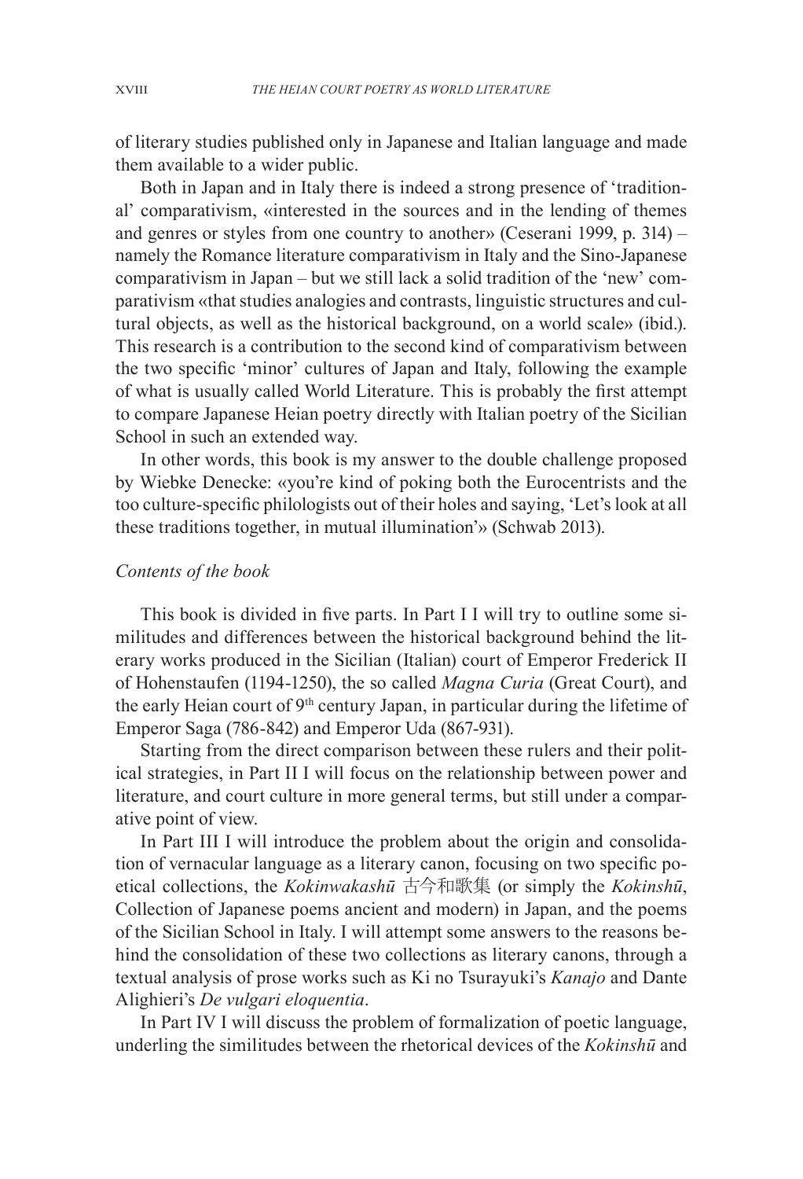of literary studies published only in Japanese and Italian language and made them available to a wider public.

Both in Japan and in Italy there is indeed a strong presence of 'traditional' comparativism, «interested in the sources and in the lending of themes and genres or styles from one country to another» (Ceserani 1999, p. 314) – namely the Romance literature comparativism in Italy and the Sino-Japanese comparativism in Japan – but we still lack a solid tradition of the 'new' comparativism «that studies analogies and contrasts, linguistic structures and cultural objects, as well as the historical background, on a world scale» (ibid.). This research is a contribution to the second kind of comparativism between the two specific 'minor' cultures of Japan and Italy, following the example of what is usually called World Literature. This is probably the first attempt to compare Japanese Heian poetry directly with Italian poetry of the Sicilian School in such an extended way.

In other words, this book is my answer to the double challenge proposed by Wiebke Denecke: «you're kind of poking both the Eurocentrists and the too culture-specific philologists out of their holes and saying, 'Let's look at all these traditions together, in mutual illumination'» (Schwab 2013).

*Contents of the book*

This book is divided in five parts. In Part I I will try to outline some similitudes and differences between the historical background behind the literary works produced in the Sicilian (Italian) court of Emperor Frederick II of Hohenstaufen (1194-1250), the so called *Magna Curia* (Great Court), and the early Heian court of 9th century Japan, in particular during the lifetime of Emperor Saga (786-842) and Emperor Uda (867-931).

Starting from the direct comparison between these rulers and their political strategies, in Part II I will focus on the relationship between power and literature, and court culture in more general terms, but still under a comparative point of view.

In Part III I will introduce the problem about the origin and consolidation of vernacular language as a literary canon, focusing on two specific poetical collections, the *Kokinwakashū* 古今和歌集 (or simply the *Kokinshū*, Collection of Japanese poems ancient and modern) in Japan, and the poems of the Sicilian School in Italy. I will attempt some answers to the reasons behind the consolidation of these two collections as literary canons, through a textual analysis of prose works such as Ki no Tsurayuki's *Kanajo* and Dante Alighieri's *De vulgari eloquentia*.

In Part IV I will discuss the problem of formalization of poetic language, underling the similitudes between the rhetorical devices of the *Kokinshū* and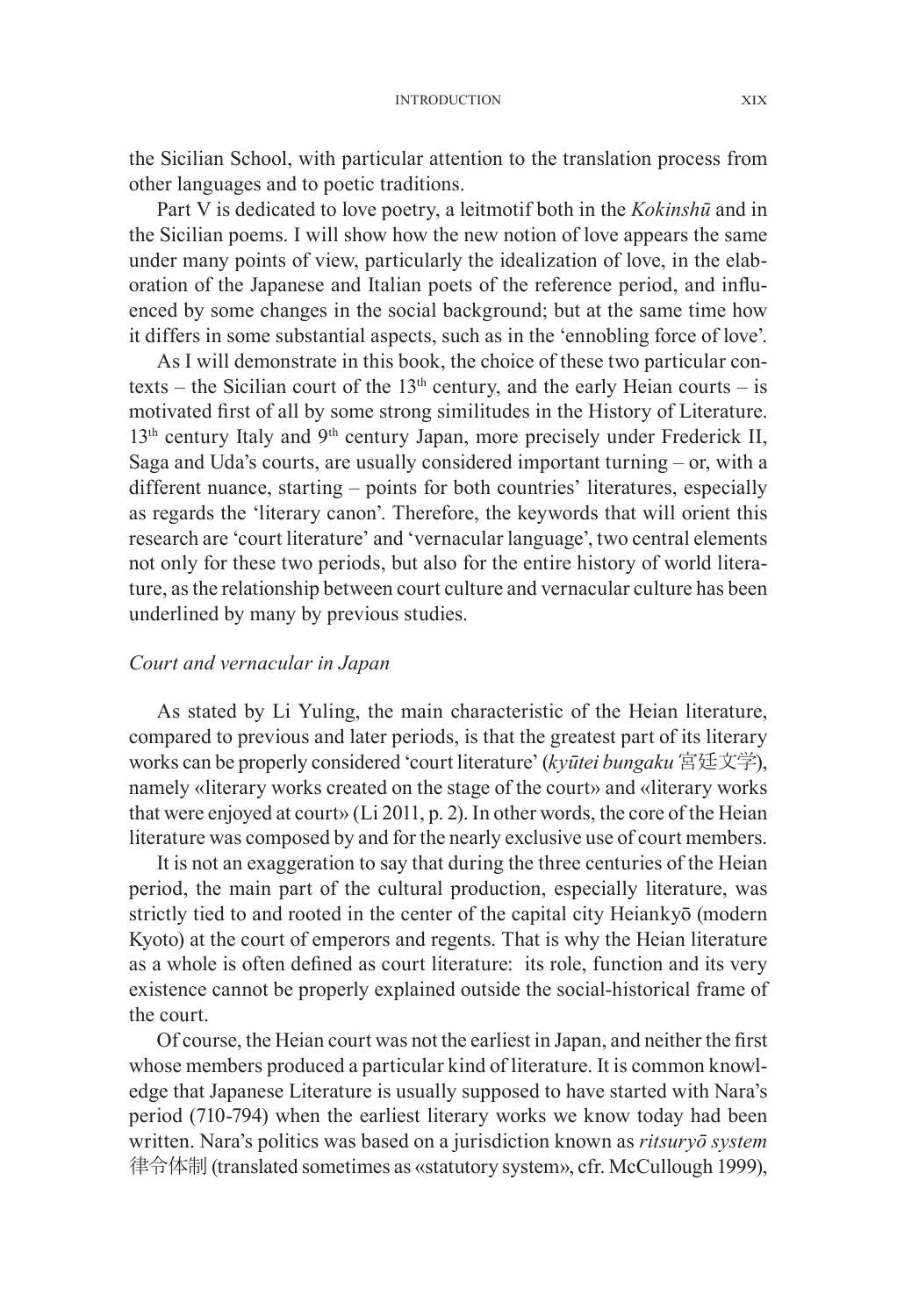the Sicilian School, with particular attention to the translation process from other languages and to poetic traditions.

Part V is dedicated to love poetry, a leitmotif both in the *Kokinshū* and in the Sicilian poems. I will show how the new notion of love appears the same under many points of view, particularly the idealization of love, in the elaboration of the Japanese and Italian poets of the reference period, and influenced by some changes in the social background; but at the same time how it differs in some substantial aspects, such as in the 'ennobling force of love'.

As I will demonstrate in this book, the choice of these two particular contexts – the Sicilian court of the 13th century, and the early Heian courts – is motivated first of all by some strong similitudes in the History of Literature. 13th century Italy and 9th century Japan, more precisely under Frederick II, Saga and Uda's courts, are usually considered important turning – or, with a different nuance, starting – points for both countries' literatures, especially as regards the 'literary canon'. Therefore, the keywords that will orient this research are 'court literature' and 'vernacular language', two central elements not only for these two periods, but also for the entire history of world literature, as the relationship between court culture and vernacular culture has been underlined by many by previous studies.

### *Court and vernacular in Japan*

As stated by Li Yuling, the main characteristic of the Heian literature, compared to previous and later periods, is that the greatest part of its literary works can be properly considered 'court literature' (*kyūtei bungaku* 宮廷文学), namely «literary works created on the stage of the court» and «literary works that were enjoyed at court» (Li 2011, p. 2). In other words, the core of the Heian literature was composed by and for the nearly exclusive use of court members.

It is not an exaggeration to say that during the three centuries of the Heian period, the main part of the cultural production, especially literature, was strictly tied to and rooted in the center of the capital city Heiankyō (modern Kyoto) at the court of emperors and regents. That is why the Heian literature as a whole is often defined as court literature: its role, function and its very existence cannot be properly explained outside the social-historical frame of the court.

Of course, the Heian court was not the earliest in Japan, and neither the first whose members produced a particular kind of literature. It is common knowledge that Japanese Literature is usually supposed to have started with Nara's period (710-794) when the earliest literary works we know today had been written. Nara's politics was based on a jurisdiction known as *ritsuryō system* 律令体制 (translated sometimes as «statutory system», cfr. McCullough 1999),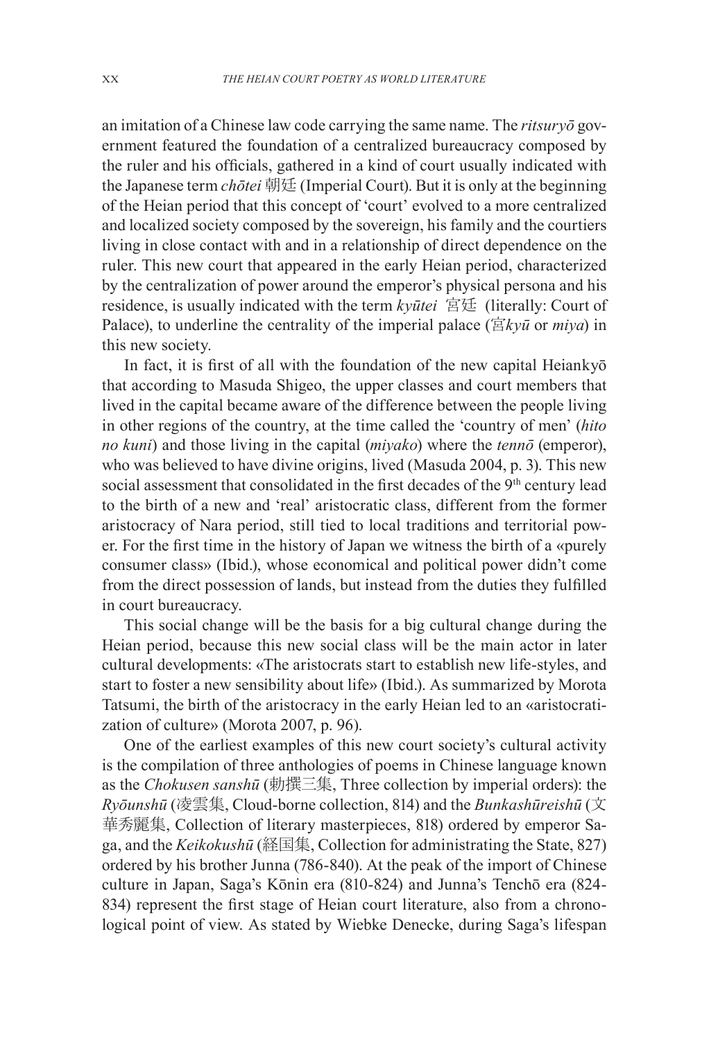an imitation of a Chinese law code carrying the same name. The *ritsuryō* government featured the foundation of a centralized bureaucracy composed by the ruler and his officials, gathered in a kind of court usually indicated with the Japanese term *chōtei* 朝廷 (Imperial Court). But it is only at the beginning of the Heian period that this concept of 'court' evolved to a more centralized and localized society composed by the sovereign, his family and the courtiers living in close contact with and in a relationship of direct dependence on the ruler. This new court that appeared in the early Heian period, characterized by the centralization of power around the emperor's physical persona and his residence, is usually indicated with the term *kyūtei* 宮廷 (literally: Court of Palace), to underline the centrality of the imperial palace (宮*kyū* or *miya*) in this new society.

In fact, it is first of all with the foundation of the new capital Heiankyō that according to Masuda Shigeo, the upper classes and court members that lived in the capital became aware of the difference between the people living in other regions of the country, at the time called the 'country of men' (*hito no kuni*) and those living in the capital (*miyako*) where the *tennō* (emperor), who was believed to have divine origins, lived (Masuda 2004, p. 3). This new social assessment that consolidated in the first decades of the 9th century lead to the birth of a new and 'real' aristocratic class, different from the former aristocracy of Nara period, still tied to local traditions and territorial power. For the first time in the history of Japan we witness the birth of a «purely consumer class» (Ibid.), whose economical and political power didn't come from the direct possession of lands, but instead from the duties they fulfilled in court bureaucracy.

This social change will be the basis for a big cultural change during the Heian period, because this new social class will be the main actor in later cultural developments: «The aristocrats start to establish new life-styles, and start to foster a new sensibility about life» (Ibid.). As summarized by Morota Tatsumi, the birth of the aristocracy in the early Heian led to an «aristocratization of culture» (Morota 2007, p. 96).

One of the earliest examples of this new court society's cultural activity is the compilation of three anthologies of poems in Chinese language known as the *Chokusen sanshū* (勅撰三集, Three collection by imperial orders): the *Ryōunshū* (凌雲集, Cloud-borne collection, 814) and the *Bunkashūreishū* (文華秀麗集, Collection of literary masterpieces, 818) ordered by emperor Saga, and the *Keikokushū* (経国集, Collection for administrating the State, 827) ordered by his brother Junna (786-840). At the peak of the import of Chinese culture in Japan, Saga's Kōnin era (810-824) and Junna's Tenchō era (824-834) represent the first stage of Heian court literature, also from a chronological point of view. As stated by Wiebke Denecke, during Saga's lifespan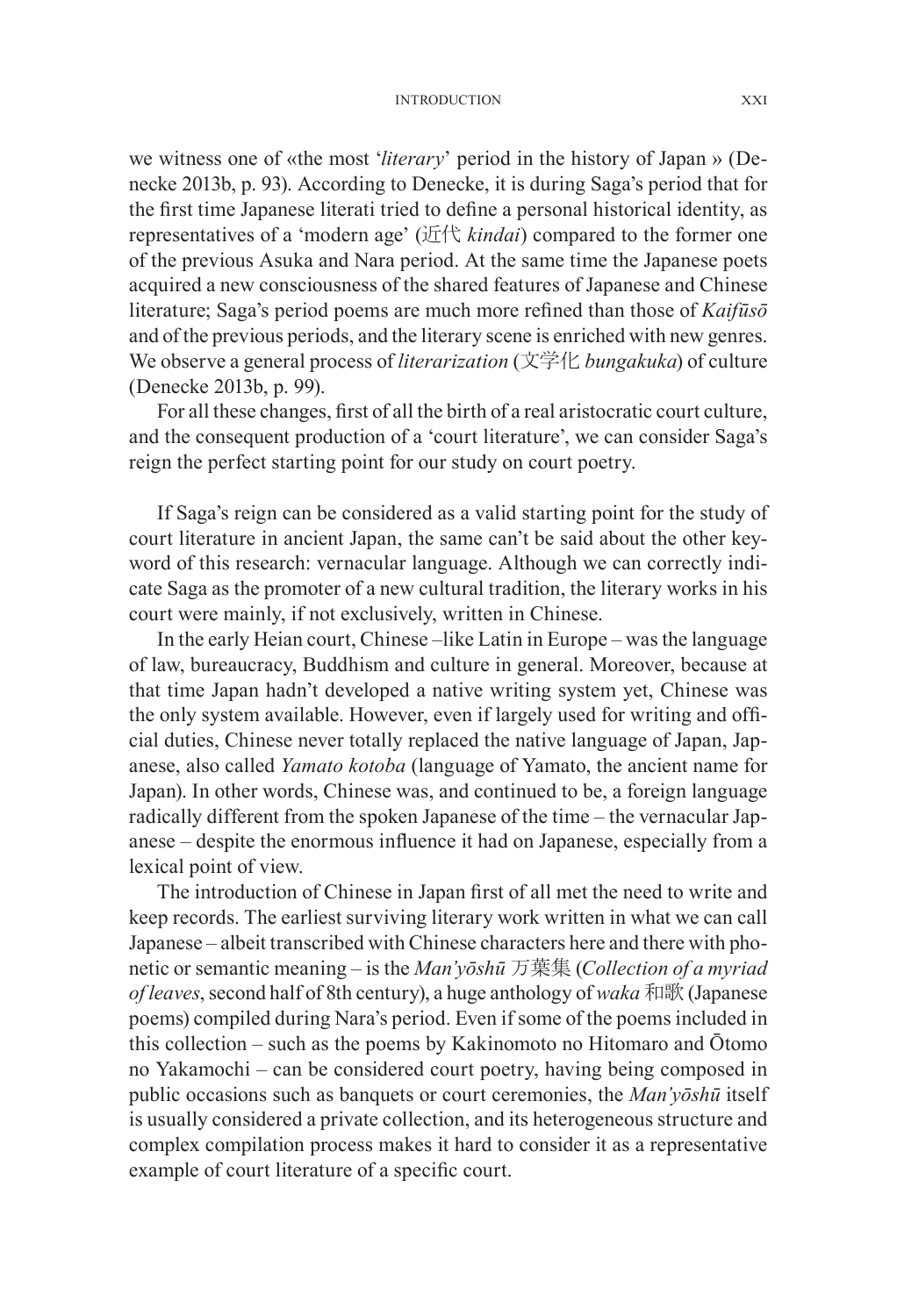we witness one of «the most '*literary*' period in the history of Japan » (Denecke 2013b, p. 93). According to Denecke, it is during Saga's period that for the first time Japanese literati tried to define a personal historical identity, as representatives of a 'modern age' (近代 *kindai*) compared to the former one of the previous Asuka and Nara period. At the same time the Japanese poets acquired a new consciousness of the shared features of Japanese and Chinese literature; Saga's period poems are much more refined than those of *Kaifūsō* and of the previous periods, and the literary scene is enriched with new genres. We observe a general process of *literarization* (文学化 *bungakuka*) of culture (Denecke 2013b, p. 99).

For all these changes, first of all the birth of a real aristocratic court culture, and the consequent production of a 'court literature', we can consider Saga's reign the perfect starting point for our study on court poetry.

If Saga's reign can be considered as a valid starting point for the study of court literature in ancient Japan, the same can't be said about the other keyword of this research: vernacular language. Although we can correctly indicate Saga as the promoter of a new cultural tradition, the literary works in his court were mainly, if not exclusively, written in Chinese.

In the early Heian court, Chinese –like Latin in Europe – was the language of law, bureaucracy, Buddhism and culture in general. Moreover, because at that time Japan hadn't developed a native writing system yet, Chinese was the only system available. However, even if largely used for writing and official duties, Chinese never totally replaced the native language of Japan, Japanese, also called *Yamato kotoba* (language of Yamato, the ancient name for Japan). In other words, Chinese was, and continued to be, a foreign language radically different from the spoken Japanese of the time – the vernacular Japanese – despite the enormous influence it had on Japanese, especially from a lexical point of view.

The introduction of Chinese in Japan first of all met the need to write and keep records. The earliest surviving literary work written in what we can call Japanese – albeit transcribed with Chinese characters here and there with phonetic or semantic meaning – is the *Man'yōshū* 万葉集 (*Collection of a myriad of leaves*, second half of 8th century), a huge anthology of *waka* 和歌 (Japanese poems) compiled during Nara's period. Even if some of the poems included in this collection – such as the poems by Kakinomoto no Hitomaro and Ōtomo no Yakamochi – can be considered court poetry, having being composed in public occasions such as banquets or court ceremonies, the *Man'yōshū* itself is usually considered a private collection, and its heterogeneous structure and complex compilation process makes it hard to consider it as a representative example of court literature of a specific court.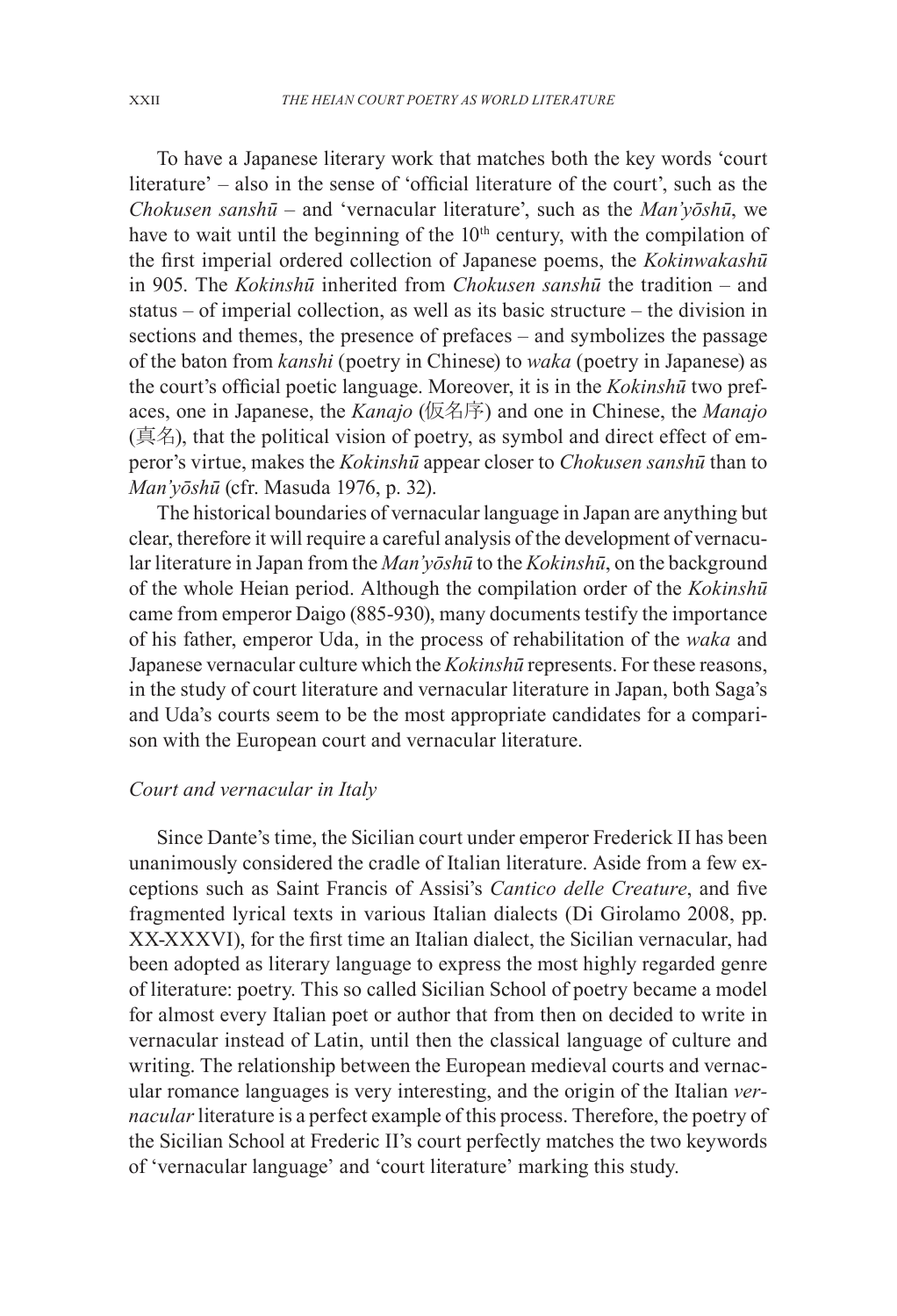To have a Japanese literary work that matches both the key words 'court literature' – also in the sense of 'official literature of the court', such as the *Chokusen sanshū* – and 'vernacular literature', such as the *Man'yōshū*, we have to wait until the beginning of the 10th century, with the compilation of the first imperial ordered collection of Japanese poems, the *Kokinwakashū* in 905. The *Kokinshū* inherited from *Chokusen sanshū* the tradition – and status – of imperial collection, as well as its basic structure – the division in sections and themes, the presence of prefaces – and symbolizes the passage of the baton from *kanshi* (poetry in Chinese) to *waka* (poetry in Japanese) as the court's official poetic language. Moreover, it is in the *Kokinshū* two prefaces, one in Japanese, the *Kanajo* (仮名序) and one in Chinese, the *Manajo* (真名), that the political vision of poetry, as symbol and direct effect of emperor's virtue, makes the *Kokinshū* appear closer to *Chokusen sanshū* than to *Man'yōshū* (cfr. Masuda 1976, p. 32).

The historical boundaries of vernacular language in Japan are anything but clear, therefore it will require a careful analysis of the development of vernacular literature in Japan from the *Man'yōshū* to the *Kokinshū*, on the background of the whole Heian period. Although the compilation order of the *Kokinshū* came from emperor Daigo (885-930), many documents testify the importance of his father, emperor Uda, in the process of rehabilitation of the *waka* and Japanese vernacular culture which the *Kokinshū* represents. For these reasons, in the study of court literature and vernacular literature in Japan, both Saga's and Uda's courts seem to be the most appropriate candidates for a comparison with the European court and vernacular literature.

### *Court and vernacular in Italy*

Since Dante's time, the Sicilian court under emperor Frederick II has been unanimously considered the cradle of Italian literature. Aside from a few exceptions such as Saint Francis of Assisi's *Cantico delle Creature*, and five fragmented lyrical texts in various Italian dialects (Di Girolamo 2008, pp. XX-XXXVI), for the first time an Italian dialect, the Sicilian vernacular, had been adopted as literary language to express the most highly regarded genre of literature: poetry. This so called Sicilian School of poetry became a model for almost every Italian poet or author that from then on decided to write in vernacular instead of Latin, until then the classical language of culture and writing. The relationship between the European medieval courts and vernacular romance languages is very interesting, and the origin of the Italian *vernacular* literature is a perfect example of this process. Therefore, the poetry of the Sicilian School at Frederic II's court perfectly matches the two keywords of 'vernacular language' and 'court literature' marking this study.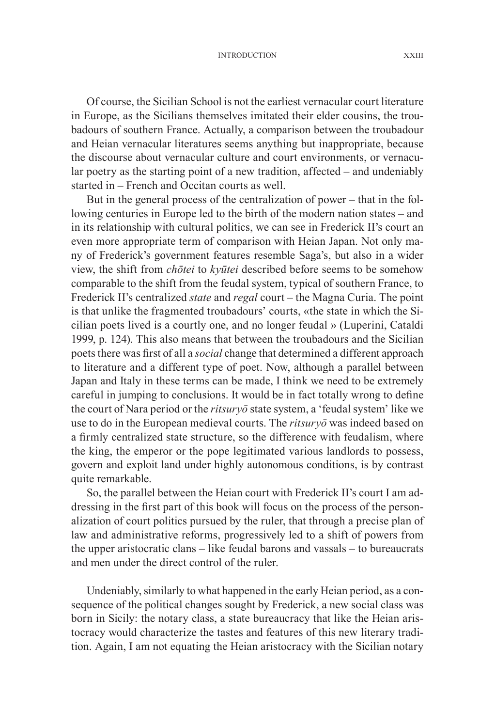Of course, the Sicilian School is not the earliest vernacular court literature in Europe, as the Sicilians themselves imitated their elder cousins, the troubadours of southern France. Actually, a comparison between the troubadour and Heian vernacular literatures seems anything but inappropriate, because the discourse about vernacular culture and court environments, or vernacular poetry as the starting point of a new tradition, affected – and undeniably started in – French and Occitan courts as well.

But in the general process of the centralization of power – that in the following centuries in Europe led to the birth of the modern nation states – and in its relationship with cultural politics, we can see in Frederick II's court an even more appropriate term of comparison with Heian Japan. Not only many of Frederick's government features resemble Saga's, but also in a wider view, the shift from *chōtei* to *kyūtei* described before seems to be somehow comparable to the shift from the feudal system, typical of southern France, to Frederick II's centralized *state* and *regal* court – the Magna Curia. The point is that unlike the fragmented troubadours' courts, «the state in which the Sicilian poets lived is a courtly one, and no longer feudal » (Luperini, Cataldi 1999, p. 124). This also means that between the troubadours and the Sicilian poets there was first of all a *social* change that determined a different approach to literature and a different type of poet. Now, although a parallel between Japan and Italy in these terms can be made, I think we need to be extremely careful in jumping to conclusions. It would be in fact totally wrong to define the court of Nara period or the *ritsuryō* state system, a 'feudal system' like we use to do in the European medieval courts. The *ritsuryō* was indeed based on a firmly centralized state structure, so the difference with feudalism, where the king, the emperor or the pope legitimated various landlords to possess, govern and exploit land under highly autonomous conditions, is by contrast quite remarkable.

So, the parallel between the Heian court with Frederick II's court I am addressing in the first part of this book will focus on the process of the personalization of court politics pursued by the ruler, that through a precise plan of law and administrative reforms, progressively led to a shift of powers from the upper aristocratic clans – like feudal barons and vassals – to bureaucrats and men under the direct control of the ruler.

Undeniably, similarly to what happened in the early Heian period, as a consequence of the political changes sought by Frederick, a new social class was born in Sicily: the notary class, a state bureaucracy that like the Heian aristocracy would characterize the tastes and features of this new literary tradition. Again, I am not equating the Heian aristocracy with the Sicilian notary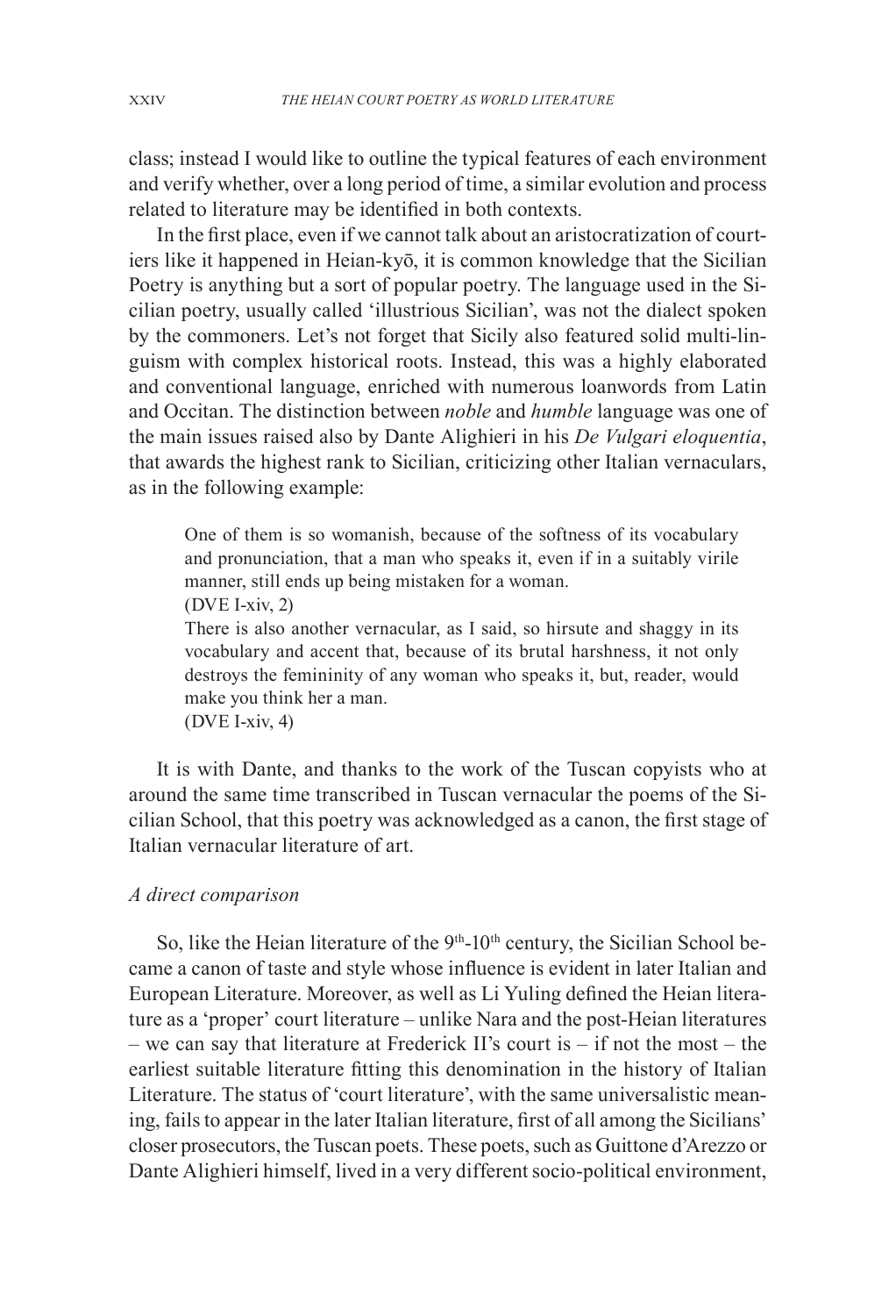class; instead I would like to outline the typical features of each environment and verify whether, over a long period of time, a similar evolution and process related to literature may be identified in both contexts.

In the first place, even if we cannot talk about an aristocratization of courtiers like it happened in Heian-kyō, it is common knowledge that the Sicilian Poetry is anything but a sort of popular poetry. The language used in the Sicilian poetry, usually called 'illustrious Sicilian', was not the dialect spoken by the commoners. Let's not forget that Sicily also featured solid multi-linguism with complex historical roots. Instead, this was a highly elaborated and conventional language, enriched with numerous loanwords from Latin and Occitan. The distinction between *noble* and *humble* language was one of the main issues raised also by Dante Alighieri in his *De Vulgari eloquentia*, that awards the highest rank to Sicilian, criticizing other Italian vernaculars, as in the following example:

> One of them is so womanish, because of the softness of its vocabulary and pronunciation, that a man who speaks it, even if in a suitably virile manner, still ends up being mistaken for a woman.
> (DVE I-xiv, 2)
> There is also another vernacular, as I said, so hirsute and shaggy in its vocabulary and accent that, because of its brutal harshness, it not only destroys the femininity of any woman who speaks it, but, reader, would make you think her a man.
> (DVE I-xiv, 4)

It is with Dante, and thanks to the work of the Tuscan copyists who at around the same time transcribed in Tuscan vernacular the poems of the Sicilian School, that this poetry was acknowledged as a canon, the first stage of Italian vernacular literature of art.

### *A direct comparison*

So, like the Heian literature of the 9th-10th century, the Sicilian School became a canon of taste and style whose influence is evident in later Italian and European Literature. Moreover, as well as Li Yuling defined the Heian literature as a 'proper' court literature – unlike Nara and the post-Heian literatures – we can say that literature at Frederick II's court is – if not the most – the earliest suitable literature fitting this denomination in the history of Italian Literature. The status of 'court literature', with the same universalistic meaning, fails to appear in the later Italian literature, first of all among the Sicilians' closer prosecutors, the Tuscan poets. These poets, such as Guittone d'Arezzo or Dante Alighieri himself, lived in a very different socio-political environment,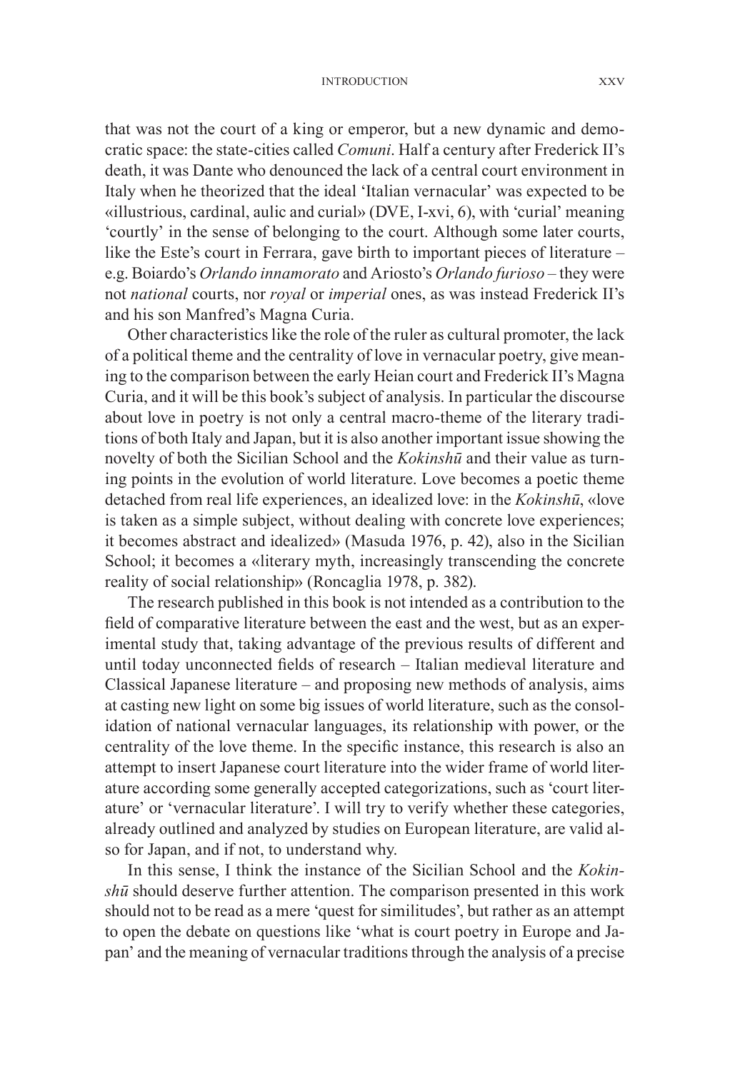that was not the court of a king or emperor, but a new dynamic and democratic space: the state-cities called *Comuni*. Half a century after Frederick II's death, it was Dante who denounced the lack of a central court environment in Italy when he theorized that the ideal 'Italian vernacular' was expected to be «illustrious, cardinal, aulic and curial» (DVE, I-xvi, 6), with 'curial' meaning 'courtly' in the sense of belonging to the court. Although some later courts, like the Este's court in Ferrara, gave birth to important pieces of literature – e.g. Boiardo's *Orlando innamorato* and Ariosto's *Orlando furioso* – they were not *national* courts, nor *royal* or *imperial* ones, as was instead Frederick II's and his son Manfred's Magna Curia.

Other characteristics like the role of the ruler as cultural promoter, the lack of a political theme and the centrality of love in vernacular poetry, give meaning to the comparison between the early Heian court and Frederick II's Magna Curia, and it will be this book's subject of analysis. In particular the discourse about love in poetry is not only a central macro-theme of the literary traditions of both Italy and Japan, but it is also another important issue showing the novelty of both the Sicilian School and the *Kokinshū* and their value as turning points in the evolution of world literature. Love becomes a poetic theme detached from real life experiences, an idealized love: in the *Kokinshū*, «love is taken as a simple subject, without dealing with concrete love experiences; it becomes abstract and idealized» (Masuda 1976, p. 42), also in the Sicilian School; it becomes a «literary myth, increasingly transcending the concrete reality of social relationship» (Roncaglia 1978, p. 382).

The research published in this book is not intended as a contribution to the field of comparative literature between the east and the west, but as an experimental study that, taking advantage of the previous results of different and until today unconnected fields of research – Italian medieval literature and Classical Japanese literature – and proposing new methods of analysis, aims at casting new light on some big issues of world literature, such as the consolidation of national vernacular languages, its relationship with power, or the centrality of the love theme. In the specific instance, this research is also an attempt to insert Japanese court literature into the wider frame of world literature according some generally accepted categorizations, such as 'court literature' or 'vernacular literature'. I will try to verify whether these categories, already outlined and analyzed by studies on European literature, are valid also for Japan, and if not, to understand why.

In this sense, I think the instance of the Sicilian School and the *Kokinshū* should deserve further attention. The comparison presented in this work should not to be read as a mere 'quest for similitudes', but rather as an attempt to open the debate on questions like 'what is court poetry in Europe and Japan' and the meaning of vernacular traditions through the analysis of a precise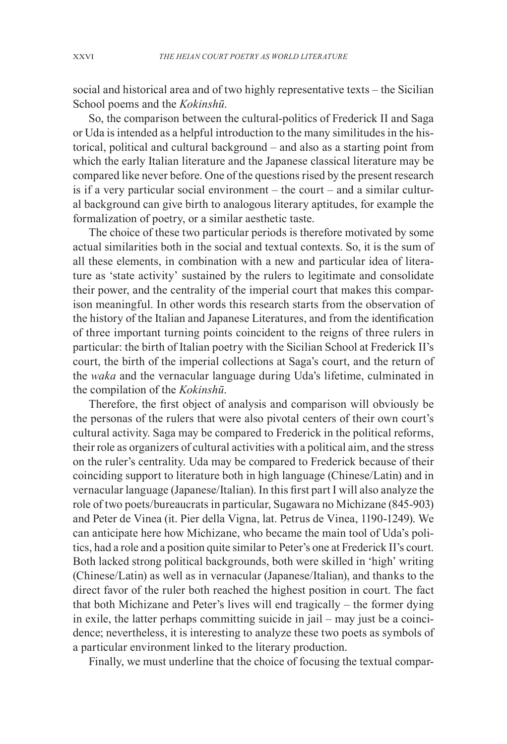social and historical area and of two highly representative texts – the Sicilian School poems and the *Kokinshū*.

So, the comparison between the cultural-politics of Frederick II and Saga or Uda is intended as a helpful introduction to the many similitudes in the historical, political and cultural background – and also as a starting point from which the early Italian literature and the Japanese classical literature may be compared like never before. One of the questions rised by the present research is if a very particular social environment – the court – and a similar cultural background can give birth to analogous literary aptitudes, for example the formalization of poetry, or a similar aesthetic taste.

The choice of these two particular periods is therefore motivated by some actual similarities both in the social and textual contexts. So, it is the sum of all these elements, in combination with a new and particular idea of literature as 'state activity' sustained by the rulers to legitimate and consolidate their power, and the centrality of the imperial court that makes this comparison meaningful. In other words this research starts from the observation of the history of the Italian and Japanese Literatures, and from the identification of three important turning points coincident to the reigns of three rulers in particular: the birth of Italian poetry with the Sicilian School at Frederick II's court, the birth of the imperial collections at Saga's court, and the return of the *waka* and the vernacular language during Uda's lifetime, culminated in the compilation of the *Kokinshū*.

Therefore, the first object of analysis and comparison will obviously be the personas of the rulers that were also pivotal centers of their own court's cultural activity. Saga may be compared to Frederick in the political reforms, their role as organizers of cultural activities with a political aim, and the stress on the ruler's centrality. Uda may be compared to Frederick because of their coinciding support to literature both in high language (Chinese/Latin) and in vernacular language (Japanese/Italian). In this first part I will also analyze the role of two poets/bureaucrats in particular, Sugawara no Michizane (845-903) and Peter de Vinea (it. Pier della Vigna, lat. Petrus de Vinea, 1190-1249). We can anticipate here how Michizane, who became the main tool of Uda's politics, had a role and a position quite similar to Peter's one at Frederick II's court. Both lacked strong political backgrounds, both were skilled in 'high' writing (Chinese/Latin) as well as in vernacular (Japanese/Italian), and thanks to the direct favor of the ruler both reached the highest position in court. The fact that both Michizane and Peter's lives will end tragically – the former dying in exile, the latter perhaps committing suicide in jail – may just be a coincidence; nevertheless, it is interesting to analyze these two poets as symbols of a particular environment linked to the literary production.

Finally, we must underline that the choice of focusing the textual compar-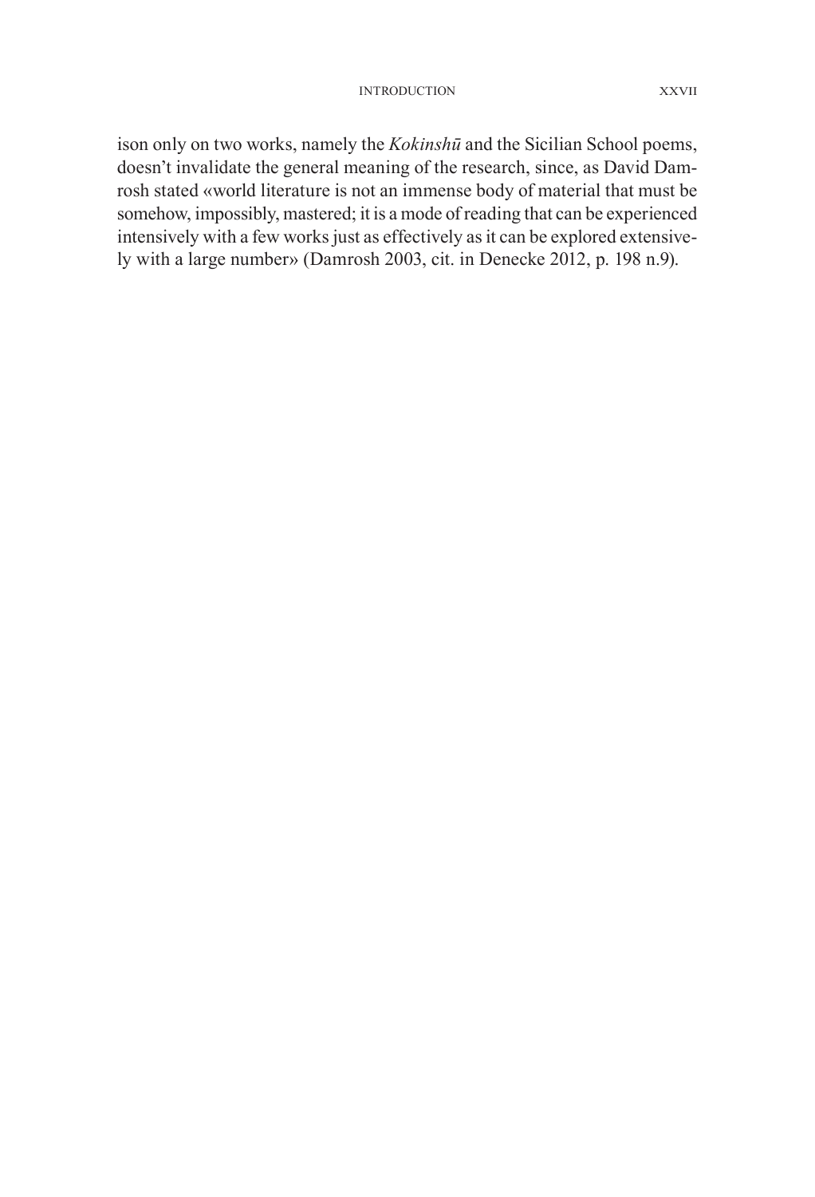ison only on two works, namely the *Kokinshū* and the Sicilian School poems, doesn't invalidate the general meaning of the research, since, as David Damrosh stated «world literature is not an immense body of material that must be somehow, impossibly, mastered; it is a mode of reading that can be experienced intensively with a few works just as effectively as it can be explored extensively with a large number» (Damrosh 2003, cit. in Denecke 2012, p. 198 n.9).